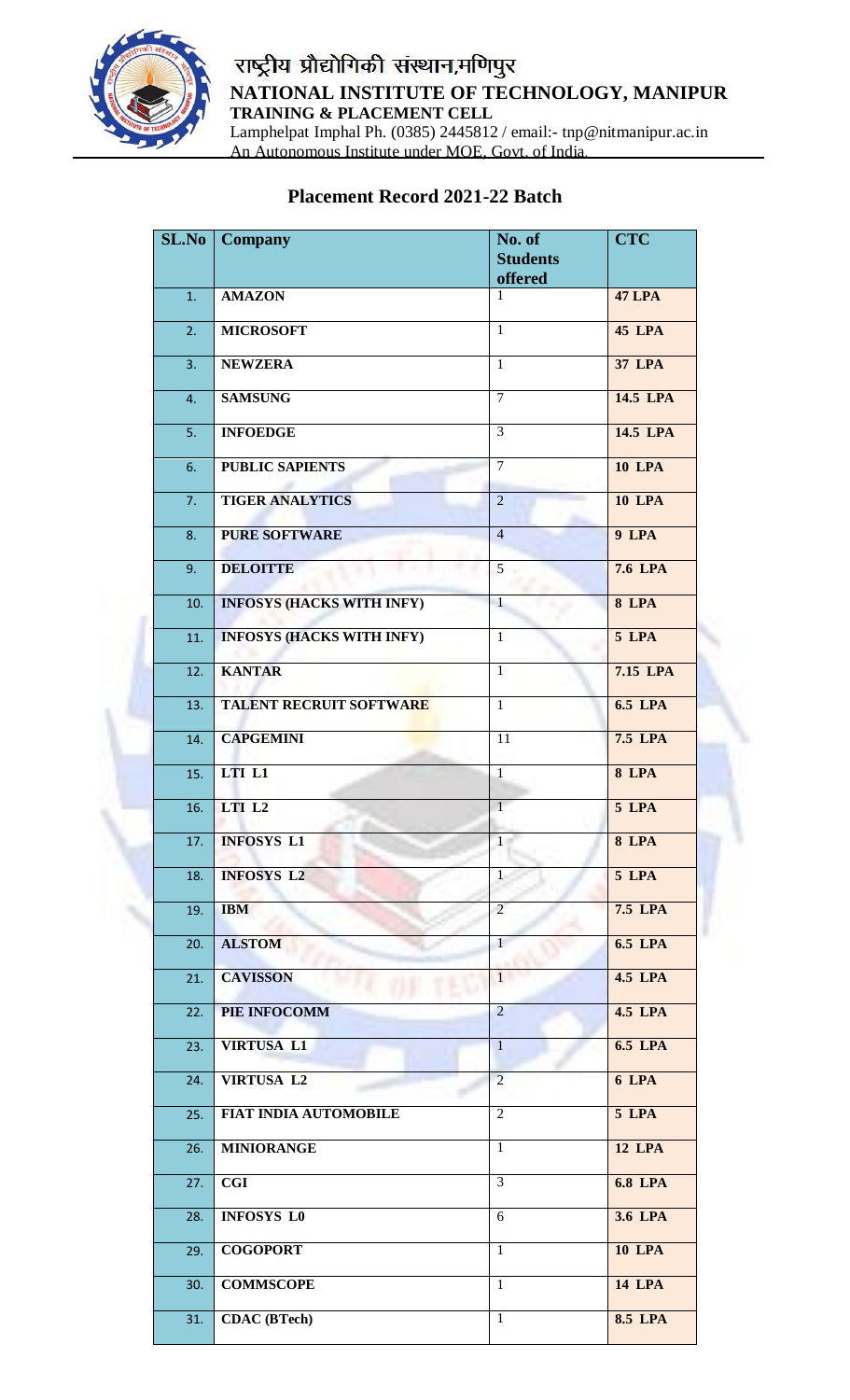# राष्ट्रीय प्रौद्योगिकी संस्थान,मणिपुर

# NATIONAL INSTITUTE OF TECHNOLOGY, MANIPUR

**TRAINING & PLACEMENT CELL**

Lamphelpat Imphal Ph. (0385) 2445812 / email:- tnp@nitmanipur.ac.in

An Autonomous Institute under MOE, Govt. of India.

## Placement Record 2021-22 Batch

| SL.No | Company | No. of Students offered | CTC |
|---|---|---|---|
| 1. | AMAZON | 1 | 47 LPA |
| 2. | MICROSOFT | 1 | 45 LPA |
| 3. | NEWZERA | 1 | 37 LPA |
| 4. | SAMSUNG | 7 | 14.5 LPA |
| 5. | INFOEDGE | 3 | 14.5 LPA |
| 6. | PUBLIC SAPIENTS | 7 | 10 LPA |
| 7. | TIGER ANALYTICS | 2 | 10 LPA |
| 8. | PURE SOFTWARE | 4 | 9 LPA |
| 9. | DELOITTE | 5 | 7.6 LPA |
| 10. | INFOSYS (HACKS WITH INFY) | 1 | 8 LPA |
| 11. | INFOSYS (HACKS WITH INFY) | 1 | 5 LPA |
| 12. | KANTAR | 1 | 7.15 LPA |
| 13. | TALENT RECRUIT SOFTWARE | 1 | 6.5 LPA |
| 14. | CAPGEMINI | 11 | 7.5 LPA |
| 15. | LTI L1 | 1 | 8 LPA |
| 16. | LTI L2 | 1 | 5 LPA |
| 17. | INFOSYS L1 | 1 | 8 LPA |
| 18. | INFOSYS L2 | 1 | 5 LPA |
| 19. | IBM | 2 | 7.5 LPA |
| 20. | ALSTOM | 1 | 6.5 LPA |
| 21. | CAVISSON | 1 | 4.5 LPA |
| 22. | PIE INFOCOMM | 2 | 4.5 LPA |
| 23. | VIRTUSA L1 | 1 | 6.5 LPA |
| 24. | VIRTUSA L2 | 2 | 6 LPA |
| 25. | FIAT INDIA AUTOMOBILE | 2 | 5 LPA |
| 26. | MINIORANGE | 1 | 12 LPA |
| 27. | CGI | 3 | 6.8 LPA |
| 28. | INFOSYS L0 | 6 | 3.6 LPA |
| 29. | COGOPORT | 1 | 10 LPA |
| 30. | COMMSCOPE | 1 | 14 LPA |
| 31. | CDAC (BTech) | 1 | 8.5 LPA |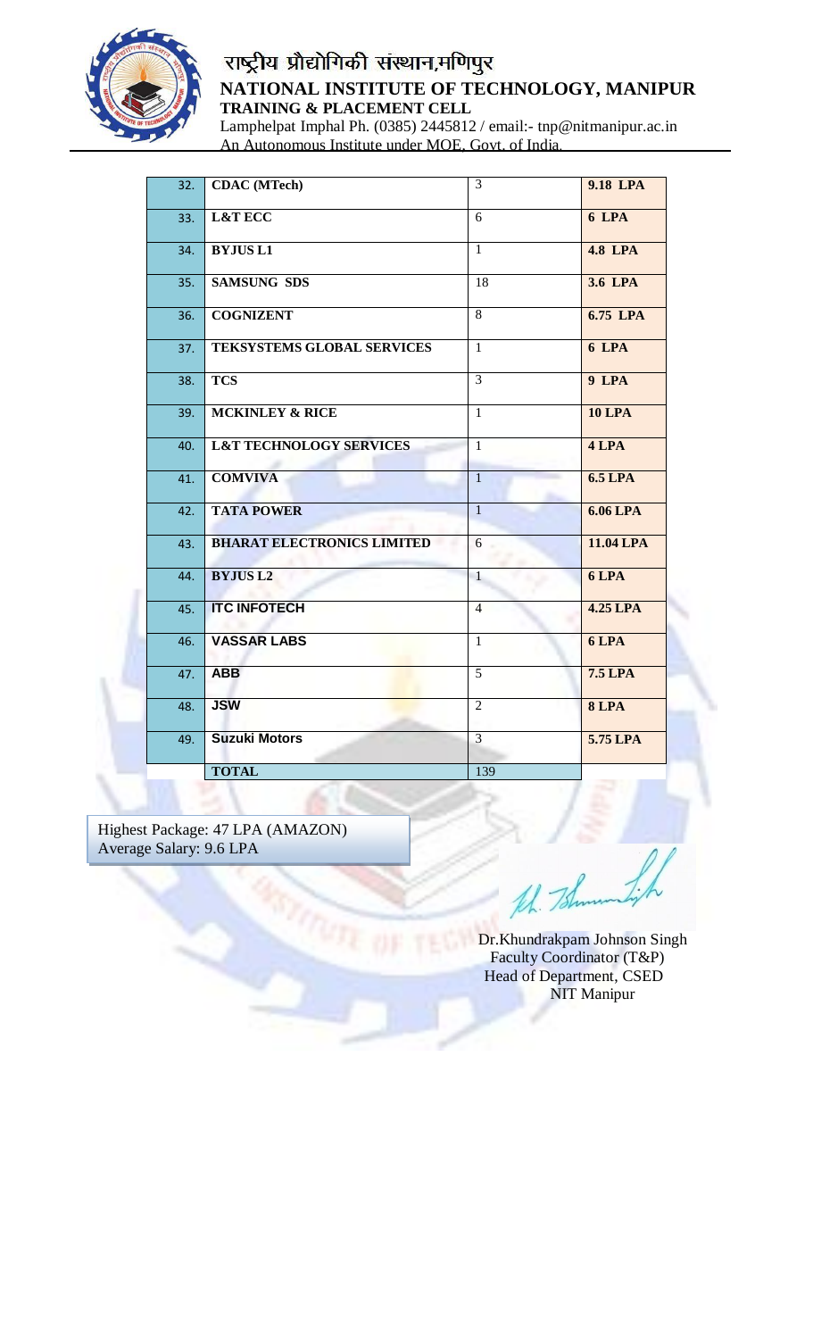# राष्ट्रीय प्रौद्योगिकी संस्थान,मणिपुर

## NATIONAL INSTITUTE OF TECHNOLOGY, MANIPUR

**TRAINING & PLACEMENT CELL**

Lamphelpat Imphal Ph. (0385) 2445812 / email:- tnp@nitmanipur.ac.in

An Autonomous Institute under MOE, Govt. of India.

| | | | |
|---|---|---|---|
| 32. | **CDAC (MTech)** | 3 | **9.18 LPA** |
| 33. | **L&T ECC** | 6 | **6 LPA** |
| 34. | **BYJUS L1** | 1 | **4.8 LPA** |
| 35. | **SAMSUNG SDS** | 18 | **3.6 LPA** |
| 36. | **COGNIZENT** | 8 | **6.75 LPA** |
| 37. | **TEKSYSTEMS GLOBAL SERVICES** | 1 | **6 LPA** |
| 38. | **TCS** | 3 | **9 LPA** |
| 39. | **MCKINLEY & RICE** | 1 | **10 LPA** |
| 40. | **L&T TECHNOLOGY SERVICES** | 1 | **4 LPA** |
| 41. | **COMVIVA** | 1 | **6.5 LPA** |
| 42. | **TATA POWER** | 1 | **6.06 LPA** |
| 43. | **BHARAT ELECTRONICS LIMITED** | 6 | **11.04 LPA** |
| 44. | **BYJUS L2** | 1 | **6 LPA** |
| 45. | **ITC INFOTECH** | 4 | **4.25 LPA** |
| 46. | **VASSAR LABS** | 1 | **6 LPA** |
| 47. | **ABB** | 5 | **7.5 LPA** |
| 48. | **JSW** | 2 | **8 LPA** |
| 49. | **Suzuki Motors** | 3 | **5.75 LPA** |
| | **TOTAL** | 139 | |

Highest Package: 47 LPA (AMAZON)
Average Salary: 9.6 LPA

Dr.Khundrakpam Johnson Singh
Faculty Coordinator (T&P)
Head of Department, CSED
NIT Manipur